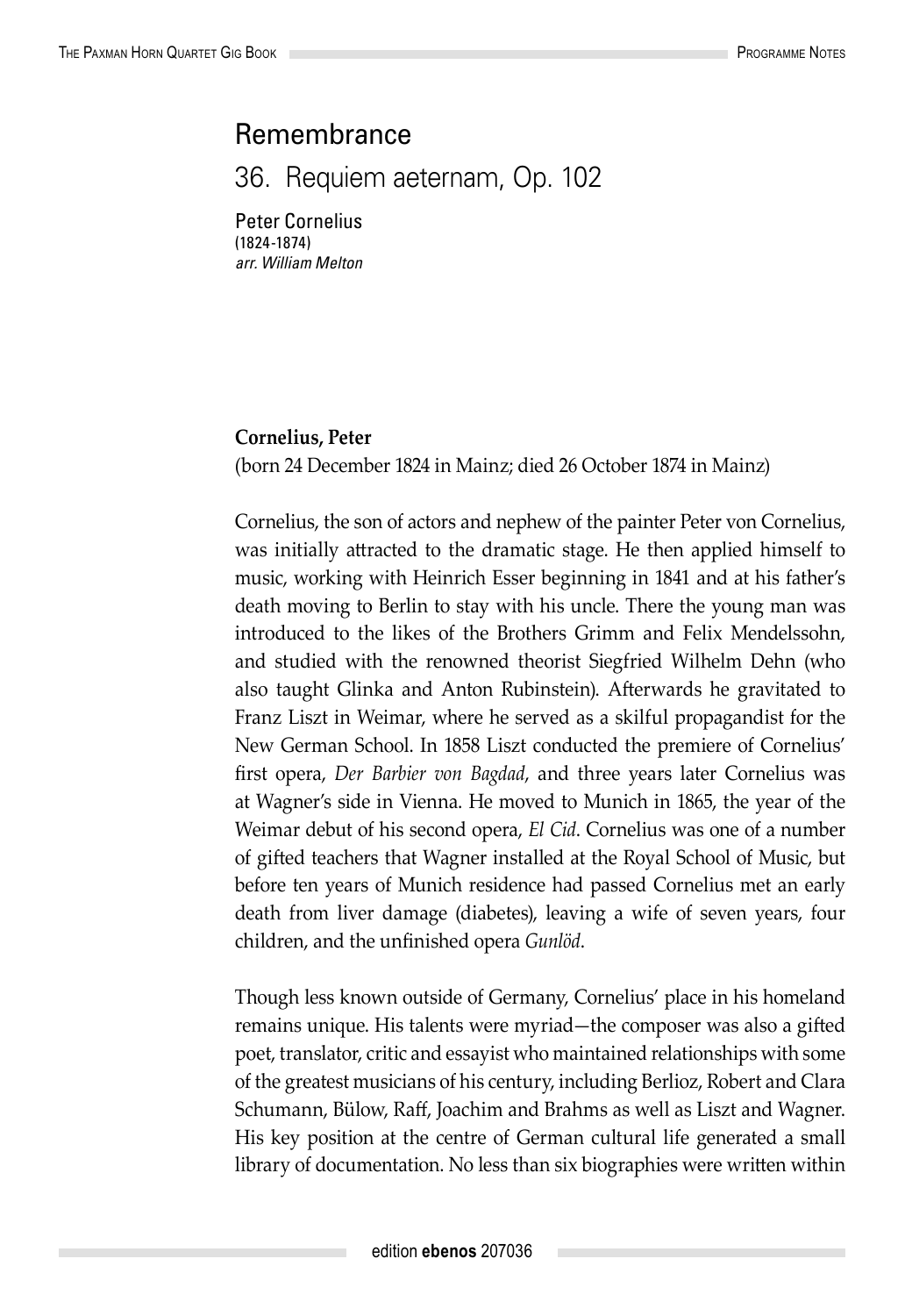# Remembrance

## 36. Requiem aeternam, Op. 102

Peter Cornelius
(1824-1874)
*arr. William Melton*

**Cornelius, Peter**
(born 24 December 1824 in Mainz; died 26 October 1874 in Mainz)

Cornelius, the son of actors and nephew of the painter Peter von Cornelius, was initially attracted to the dramatic stage. He then applied himself to music, working with Heinrich Esser beginning in 1841 and at his father's death moving to Berlin to stay with his uncle. There the young man was introduced to the likes of the Brothers Grimm and Felix Mendelssohn, and studied with the renowned theorist Siegfried Wilhelm Dehn (who also taught Glinka and Anton Rubinstein). Afterwards he gravitated to Franz Liszt in Weimar, where he served as a skilful propagandist for the New German School. In 1858 Liszt conducted the premiere of Cornelius' first opera, *Der Barbier von Bagdad*, and three years later Cornelius was at Wagner's side in Vienna. He moved to Munich in 1865, the year of the Weimar debut of his second opera, *El Cid*. Cornelius was one of a number of gifted teachers that Wagner installed at the Royal School of Music, but before ten years of Munich residence had passed Cornelius met an early death from liver damage (diabetes), leaving a wife of seven years, four children, and the unfinished opera *Gunlöd*.

Though less known outside of Germany, Cornelius' place in his homeland remains unique. His talents were myriad—the composer was also a gifted poet, translator, critic and essayist who maintained relationships with some of the greatest musicians of his century, including Berlioz, Robert and Clara Schumann, Bülow, Raff, Joachim and Brahms as well as Liszt and Wagner. His key position at the centre of German cultural life generated a small library of documentation. No less than six biographies were written within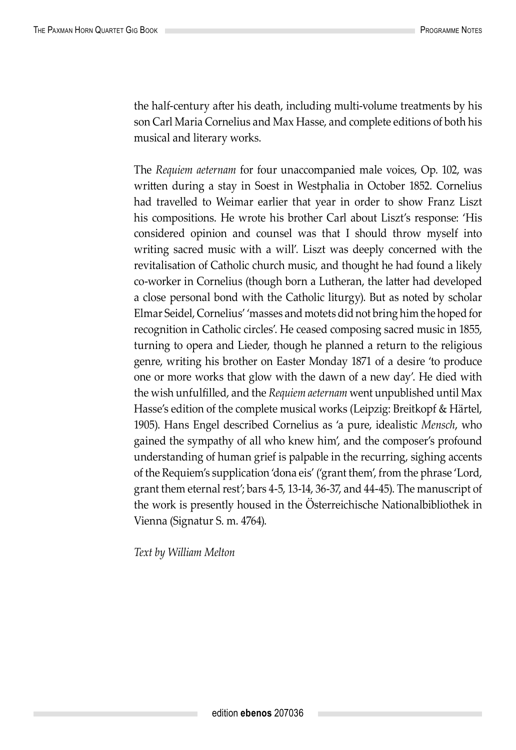the half-century after his death, including multi-volume treatments by his son Carl Maria Cornelius and Max Hasse, and complete editions of both his musical and literary works.

The *Requiem aeternam* for four unaccompanied male voices, Op. 102, was written during a stay in Soest in Westphalia in October 1852. Cornelius had travelled to Weimar earlier that year in order to show Franz Liszt his compositions. He wrote his brother Carl about Liszt's response: 'His considered opinion and counsel was that I should throw myself into writing sacred music with a will'. Liszt was deeply concerned with the revitalisation of Catholic church music, and thought he had found a likely co-worker in Cornelius (though born a Lutheran, the latter had developed a close personal bond with the Catholic liturgy). But as noted by scholar Elmar Seidel, Cornelius' 'masses and motets did not bring him the hoped for recognition in Catholic circles'. He ceased composing sacred music in 1855, turning to opera and Lieder, though he planned a return to the religious genre, writing his brother on Easter Monday 1871 of a desire 'to produce one or more works that glow with the dawn of a new day'. He died with the wish unfulfilled, and the *Requiem aeternam* went unpublished until Max Hasse's edition of the complete musical works (Leipzig: Breitkopf & Härtel, 1905). Hans Engel described Cornelius as 'a pure, idealistic *Mensch*, who gained the sympathy of all who knew him', and the composer's profound understanding of human grief is palpable in the recurring, sighing accents of the Requiem's supplication 'dona eis' ('grant them', from the phrase 'Lord, grant them eternal rest'; bars 4-5, 13-14, 36-37, and 44-45). The manuscript of the work is presently housed in the Österreichische Nationalbibliothek in Vienna (Signatur S. m. 4764).

*Text by William Melton*